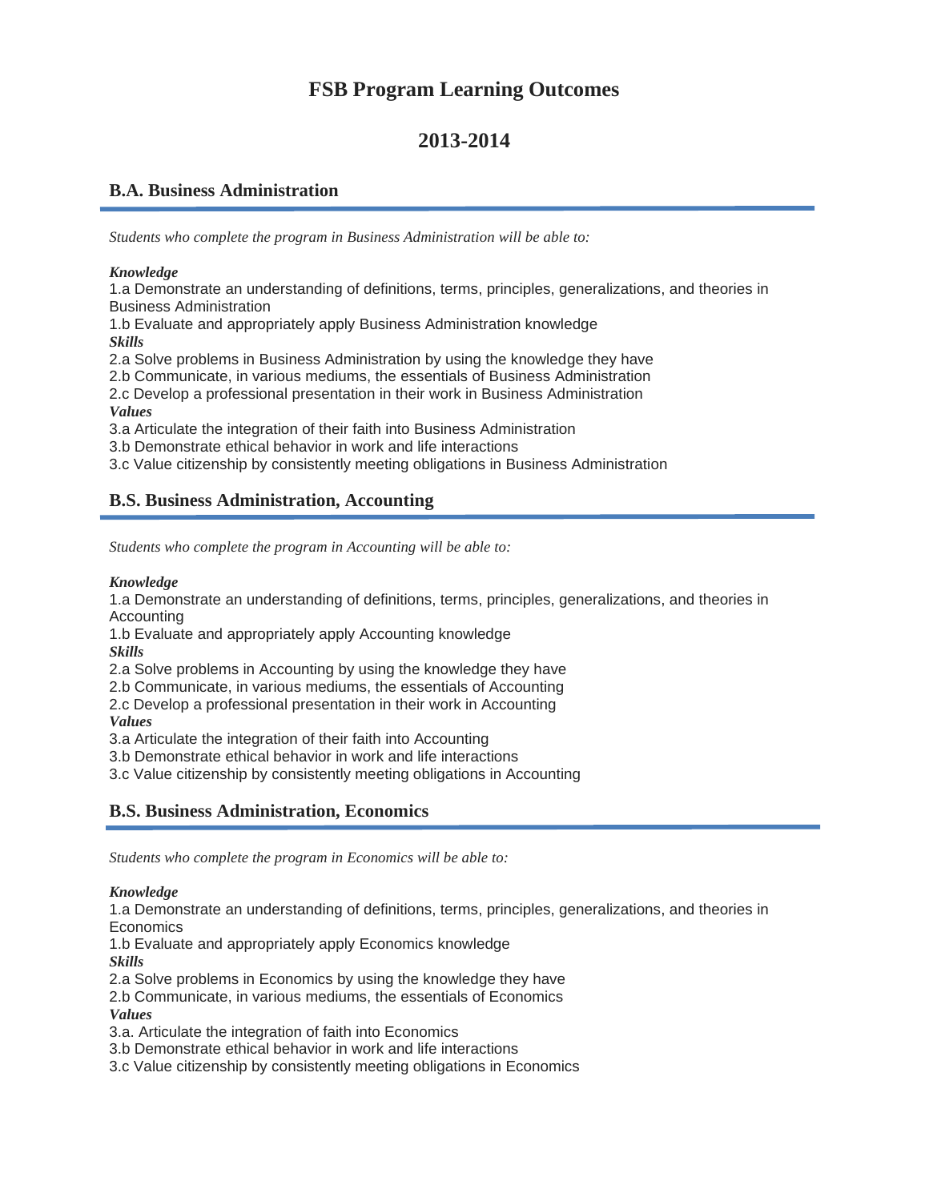# FSB Program Learning Outcomes

# 2013-2014

## B.A. Business Administration

*Students who complete the program in Business Administration will be able to:*

***Knowledge***

1.a Demonstrate an understanding of definitions, terms, principles, generalizations, and theories in Business Administration

1.b Evaluate and appropriately apply Business Administration knowledge

***Skills***

2.a Solve problems in Business Administration by using the knowledge they have

2.b Communicate, in various mediums, the essentials of Business Administration

2.c Develop a professional presentation in their work in Business Administration

***Values***

3.a Articulate the integration of their faith into Business Administration

3.b Demonstrate ethical behavior in work and life interactions

3.c Value citizenship by consistently meeting obligations in Business Administration

## B.S. Business Administration, Accounting

*Students who complete the program in Accounting will be able to:*

***Knowledge***

1.a Demonstrate an understanding of definitions, terms, principles, generalizations, and theories in Accounting

1.b Evaluate and appropriately apply Accounting knowledge

***Skills***

2.a Solve problems in Accounting by using the knowledge they have

2.b Communicate, in various mediums, the essentials of Accounting

2.c Develop a professional presentation in their work in Accounting

***Values***

3.a Articulate the integration of their faith into Accounting

3.b Demonstrate ethical behavior in work and life interactions

3.c Value citizenship by consistently meeting obligations in Accounting

## B.S. Business Administration, Economics

*Students who complete the program in Economics will be able to:*

***Knowledge***

1.a Demonstrate an understanding of definitions, terms, principles, generalizations, and theories in Economics

1.b Evaluate and appropriately apply Economics knowledge

***Skills***

2.a Solve problems in Economics by using the knowledge they have

2.b Communicate, in various mediums, the essentials of Economics

***Values***

3.a. Articulate the integration of faith into Economics

3.b Demonstrate ethical behavior in work and life interactions

3.c Value citizenship by consistently meeting obligations in Economics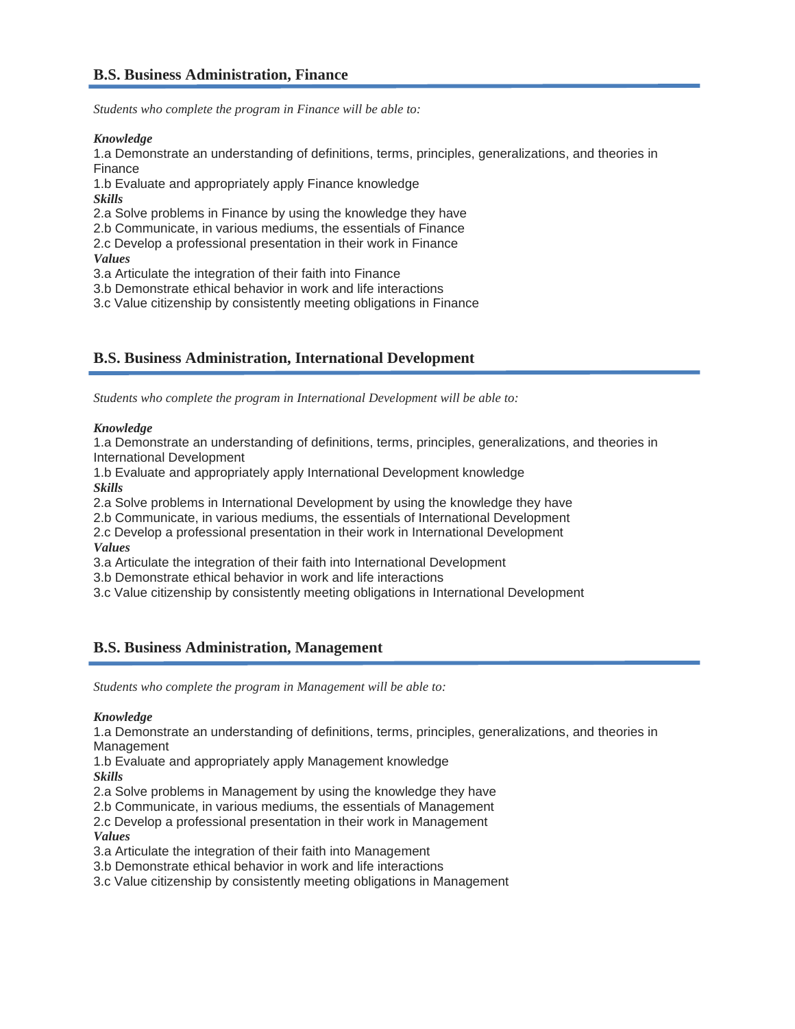## B.S. Business Administration, Finance

*Students who complete the program in Finance will be able to:*

***Knowledge***

1.a Demonstrate an understanding of definitions, terms, principles, generalizations, and theories in Finance

1.b Evaluate and appropriately apply Finance knowledge

***Skills***

2.a Solve problems in Finance by using the knowledge they have

2.b Communicate, in various mediums, the essentials of Finance

2.c Develop a professional presentation in their work in Finance

***Values***

3.a Articulate the integration of their faith into Finance

3.b Demonstrate ethical behavior in work and life interactions

3.c Value citizenship by consistently meeting obligations in Finance

## B.S. Business Administration, International Development

*Students who complete the program in International Development will be able to:*

***Knowledge***

1.a Demonstrate an understanding of definitions, terms, principles, generalizations, and theories in International Development

1.b Evaluate and appropriately apply International Development knowledge

***Skills***

2.a Solve problems in International Development by using the knowledge they have

2.b Communicate, in various mediums, the essentials of International Development

2.c Develop a professional presentation in their work in International Development

***Values***

3.a Articulate the integration of their faith into International Development

3.b Demonstrate ethical behavior in work and life interactions

3.c Value citizenship by consistently meeting obligations in International Development

## B.S. Business Administration, Management

*Students who complete the program in Management will be able to:*

***Knowledge***

1.a Demonstrate an understanding of definitions, terms, principles, generalizations, and theories in Management

1.b Evaluate and appropriately apply Management knowledge

***Skills***

2.a Solve problems in Management by using the knowledge they have

2.b Communicate, in various mediums, the essentials of Management

2.c Develop a professional presentation in their work in Management

***Values***

3.a Articulate the integration of their faith into Management

3.b Demonstrate ethical behavior in work and life interactions

3.c Value citizenship by consistently meeting obligations in Management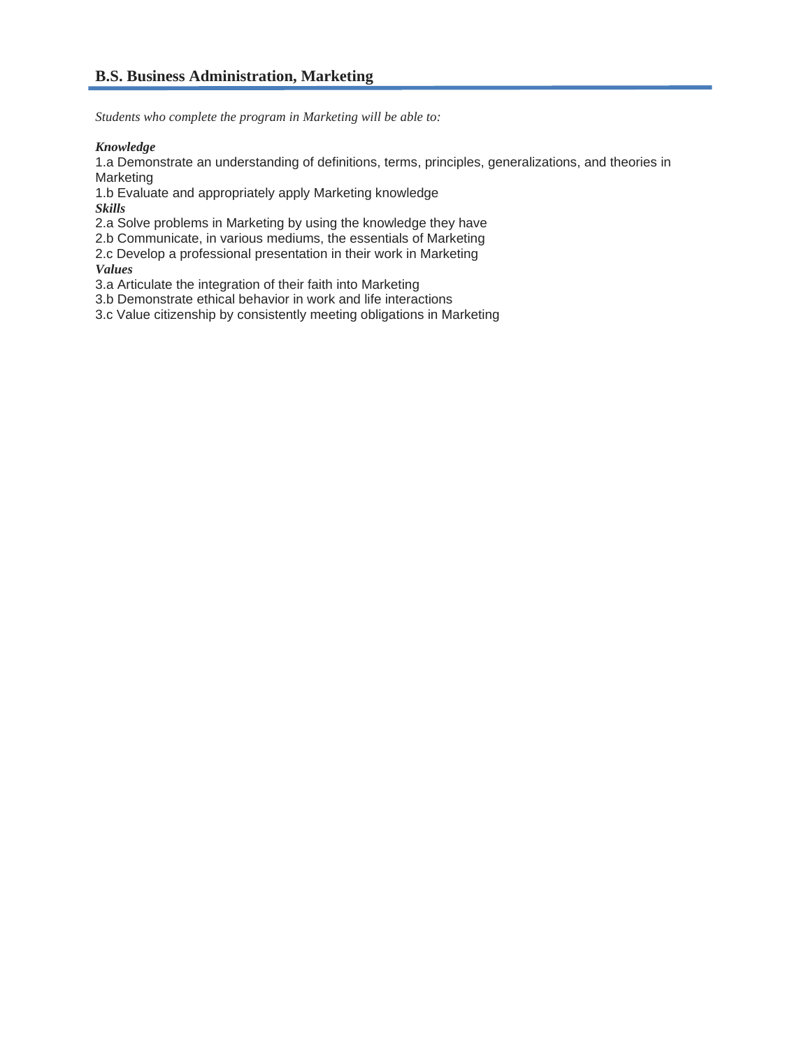## B.S. Business Administration, Marketing

*Students who complete the program in Marketing will be able to:*

***Knowledge***

1.a Demonstrate an understanding of definitions, terms, principles, generalizations, and theories in Marketing

1.b Evaluate and appropriately apply Marketing knowledge

***Skills***

2.a Solve problems in Marketing by using the knowledge they have

2.b Communicate, in various mediums, the essentials of Marketing

2.c Develop a professional presentation in their work in Marketing

***Values***

3.a Articulate the integration of their faith into Marketing

3.b Demonstrate ethical behavior in work and life interactions

3.c Value citizenship by consistently meeting obligations in Marketing